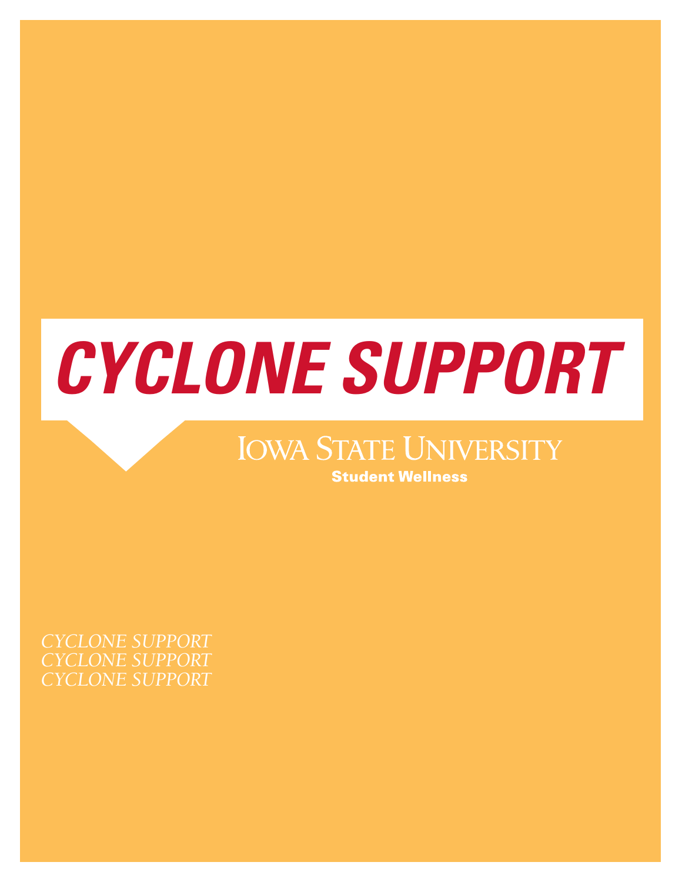# CYCLONE SUPPORT

Iowa State University

**Student Wellness**

*CYCLONE SUPPORT*
*CYCLONE SUPPORT*
*CYCLONE SUPPORT*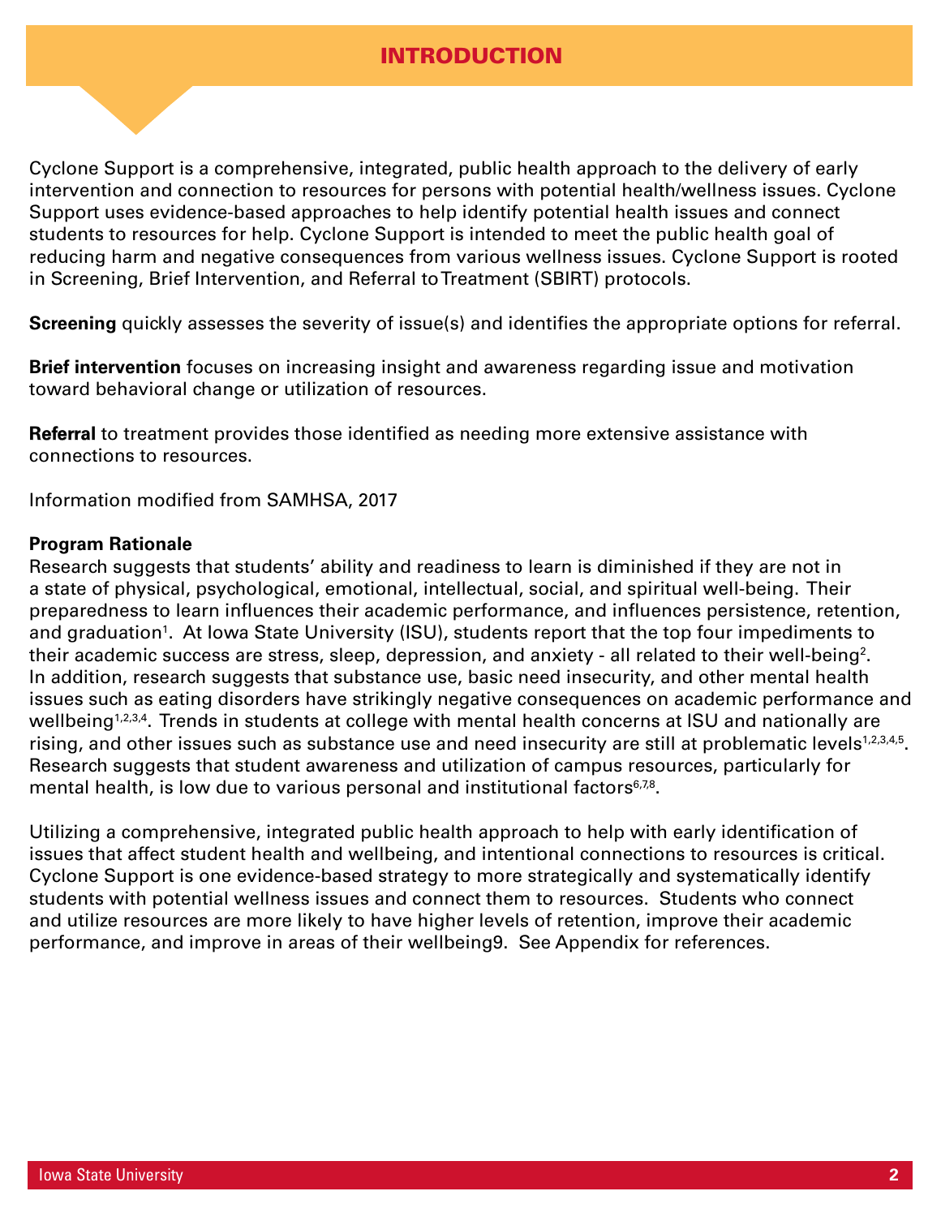# INTRODUCTION

Cyclone Support is a comprehensive, integrated, public health approach to the delivery of early intervention and connection to resources for persons with potential health/wellness issues. Cyclone Support uses evidence-based approaches to help identify potential health issues and connect students to resources for help. Cyclone Support is intended to meet the public health goal of reducing harm and negative consequences from various wellness issues. Cyclone Support is rooted in Screening, Brief Intervention, and Referral to Treatment (SBIRT) protocols.

**Screening** quickly assesses the severity of issue(s) and identifies the appropriate options for referral.

**Brief intervention** focuses on increasing insight and awareness regarding issue and motivation toward behavioral change or utilization of resources.

**Referral** to treatment provides those identified as needing more extensive assistance with connections to resources.

Information modified from SAMHSA, 2017

**Program Rationale**

Research suggests that students' ability and readiness to learn is diminished if they are not in a state of physical, psychological, emotional, intellectual, social, and spiritual well-being. Their preparedness to learn influences their academic performance, and influences persistence, retention, and graduation[1]. At Iowa State University (ISU), students report that the top four impediments to their academic success are stress, sleep, depression, and anxiety - all related to their well-being[2]. In addition, research suggests that substance use, basic need insecurity, and other mental health issues such as eating disorders have strikingly negative consequences on academic performance and wellbeing[1,2,3,4]. Trends in students at college with mental health concerns at ISU and nationally are rising, and other issues such as substance use and need insecurity are still at problematic levels[1,2,3,4,5]. Research suggests that student awareness and utilization of campus resources, particularly for mental health, is low due to various personal and institutional factors[6,7,8].

Utilizing a comprehensive, integrated public health approach to help with early identification of issues that affect student health and wellbeing, and intentional connections to resources is critical. Cyclone Support is one evidence-based strategy to more strategically and systematically identify students with potential wellness issues and connect them to resources. Students who connect and utilize resources are more likely to have higher levels of retention, improve their academic performance, and improve in areas of their wellbeing9. See Appendix for references.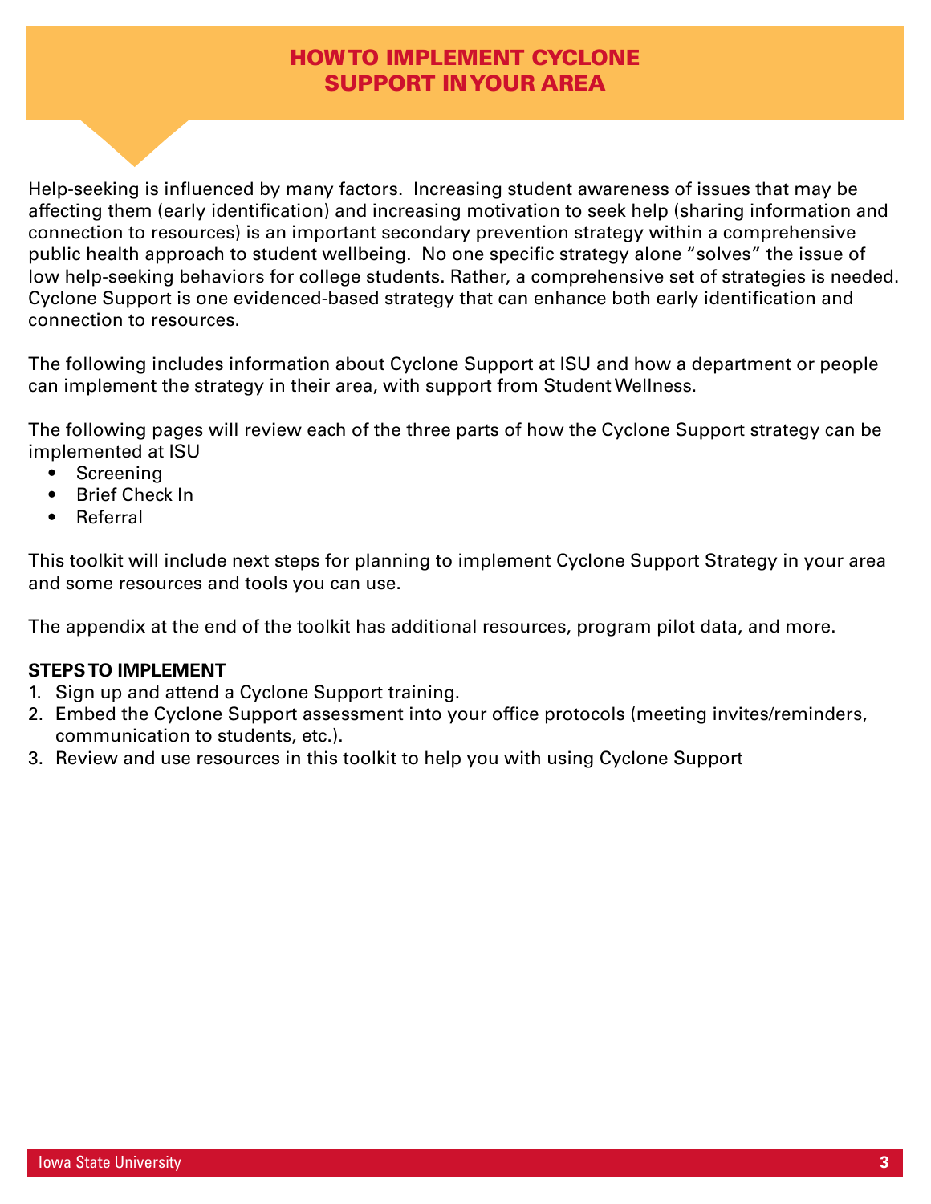# HOW TO IMPLEMENT CYCLONE SUPPORT IN YOUR AREA

Help-seeking is influenced by many factors. Increasing student awareness of issues that may be affecting them (early identification) and increasing motivation to seek help (sharing information and connection to resources) is an important secondary prevention strategy within a comprehensive public health approach to student wellbeing. No one specific strategy alone "solves" the issue of low help-seeking behaviors for college students. Rather, a comprehensive set of strategies is needed. Cyclone Support is one evidenced-based strategy that can enhance both early identification and connection to resources.

The following includes information about Cyclone Support at ISU and how a department or people can implement the strategy in their area, with support from Student Wellness.

The following pages will review each of the three parts of how the Cyclone Support strategy can be implemented at ISU

- Screening
- Brief Check In
- Referral

This toolkit will include next steps for planning to implement Cyclone Support Strategy in your area and some resources and tools you can use.

The appendix at the end of the toolkit has additional resources, program pilot data, and more.

**STEPS TO IMPLEMENT**

1. Sign up and attend a Cyclone Support training.
2. Embed the Cyclone Support assessment into your office protocols (meeting invites/reminders, communication to students, etc.).
3. Review and use resources in this toolkit to help you with using Cyclone Support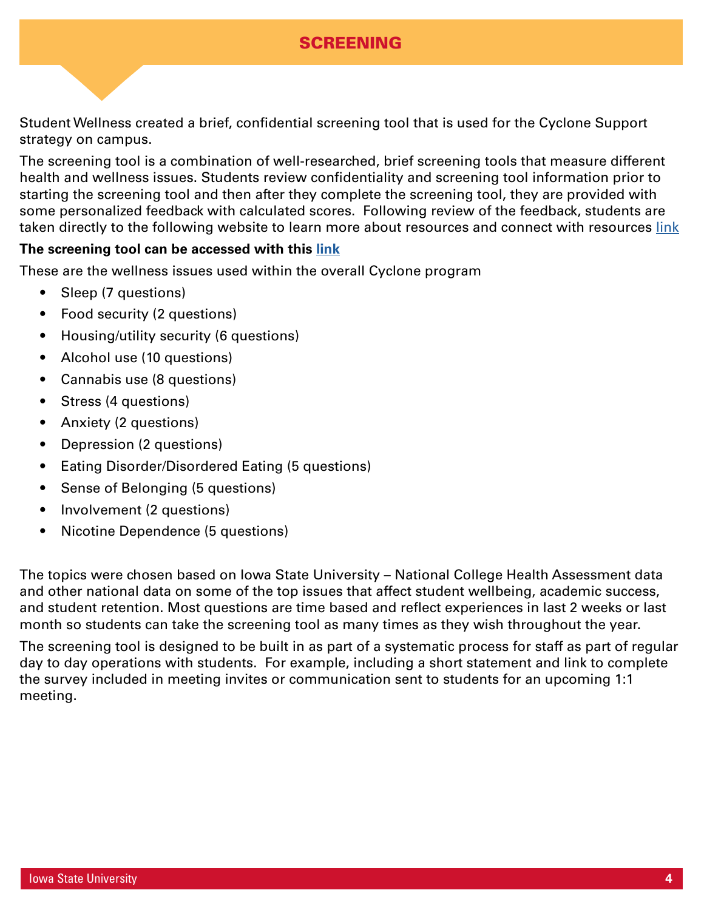# SCREENING

Student Wellness created a brief, confidential screening tool that is used for the Cyclone Support strategy on campus.

The screening tool is a combination of well-researched, brief screening tools that measure different health and wellness issues. Students review confidentiality and screening tool information prior to starting the screening tool and then after they complete the screening tool, they are provided with some personalized feedback with calculated scores. Following review of the feedback, students are taken directly to the following website to learn more about resources and connect with resources link

**The screening tool can be accessed with this link**

These are the wellness issues used within the overall Cyclone program

- Sleep (7 questions)
- Food security (2 questions)
- Housing/utility security (6 questions)
- Alcohol use (10 questions)
- Cannabis use (8 questions)
- Stress (4 questions)
- Anxiety (2 questions)
- Depression (2 questions)
- Eating Disorder/Disordered Eating (5 questions)
- Sense of Belonging (5 questions)
- Involvement (2 questions)
- Nicotine Dependence (5 questions)

The topics were chosen based on Iowa State University – National College Health Assessment data and other national data on some of the top issues that affect student wellbeing, academic success, and student retention. Most questions are time based and reflect experiences in last 2 weeks or last month so students can take the screening tool as many times as they wish throughout the year.

The screening tool is designed to be built in as part of a systematic process for staff as part of regular day to day operations with students. For example, including a short statement and link to complete the survey included in meeting invites or communication sent to students for an upcoming 1:1 meeting.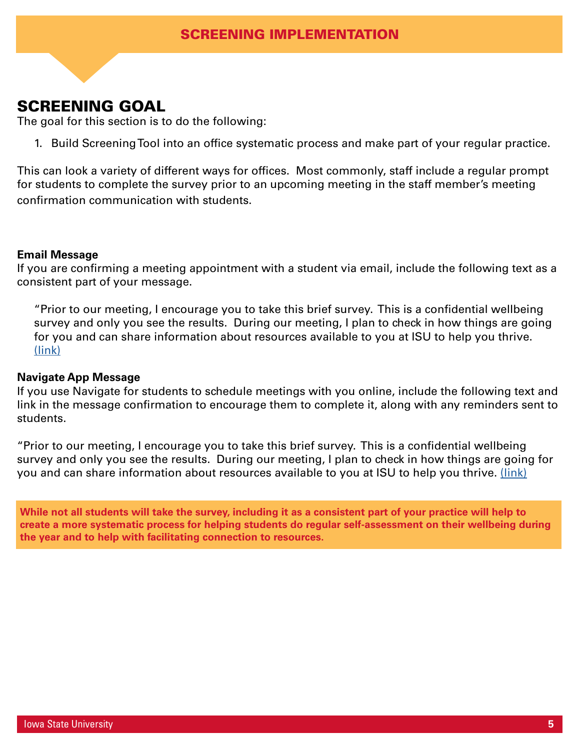# SCREENING IMPLEMENTATION

## SCREENING GOAL

The goal for this section is to do the following:

1. Build Screening Tool into an office systematic process and make part of your regular practice.

This can look a variety of different ways for offices. Most commonly, staff include a regular prompt for students to complete the survey prior to an upcoming meeting in the staff member's meeting confirmation communication with students.

**Email Message**
If you are confirming a meeting appointment with a student via email, include the following text as a consistent part of your message.

> "Prior to our meeting, I encourage you to take this brief survey. This is a confidential wellbeing survey and only you see the results. During our meeting, I plan to check in how things are going for you and can share information about resources available to you at ISU to help you thrive. (link)

**Navigate App Message**
If you use Navigate for students to schedule meetings with you online, include the following text and link in the message confirmation to encourage them to complete it, along with any reminders sent to students.

"Prior to our meeting, I encourage you to take this brief survey. This is a confidential wellbeing survey and only you see the results. During our meeting, I plan to check in how things are going for you and can share information about resources available to you at ISU to help you thrive. (link)

**While not all students will take the survey, including it as a consistent part of your practice will help to create a more systematic process for helping students do regular self-assessment on their wellbeing during the year and to help with facilitating connection to resources.**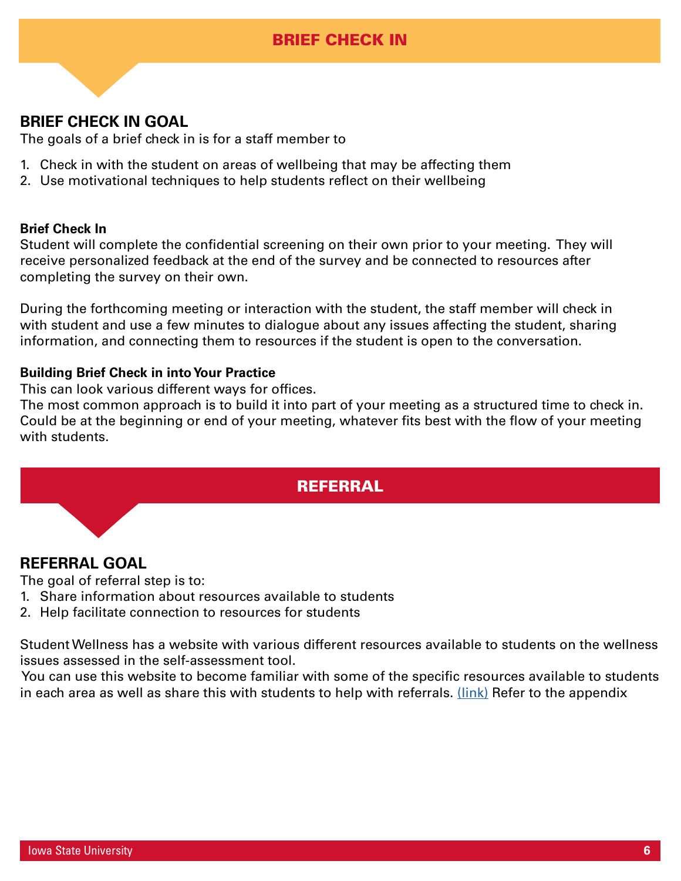# BRIEF CHECK IN

## BRIEF CHECK IN GOAL

The goals of a brief check in is for a staff member to

1. Check in with the student on areas of wellbeing that may be affecting them
2. Use motivational techniques to help students reflect on their wellbeing

**Brief Check In**

Student will complete the confidential screening on their own prior to your meeting. They will receive personalized feedback at the end of the survey and be connected to resources after completing the survey on their own.

During the forthcoming meeting or interaction with the student, the staff member will check in with student and use a few minutes to dialogue about any issues affecting the student, sharing information, and connecting them to resources if the student is open to the conversation.

**Building Brief Check in into Your Practice**

This can look various different ways for offices.
The most common approach is to build it into part of your meeting as a structured time to check in. Could be at the beginning or end of your meeting, whatever fits best with the flow of your meeting with students.

# REFERRAL

## REFERRAL GOAL

The goal of referral step is to:

1. Share information about resources available to students
2. Help facilitate connection to resources for students

Student Wellness has a website with various different resources available to students on the wellness issues assessed in the self-assessment tool.
You can use this website to become familiar with some of the specific resources available to students in each area as well as share this with students to help with referrals. (link) Refer to the appendix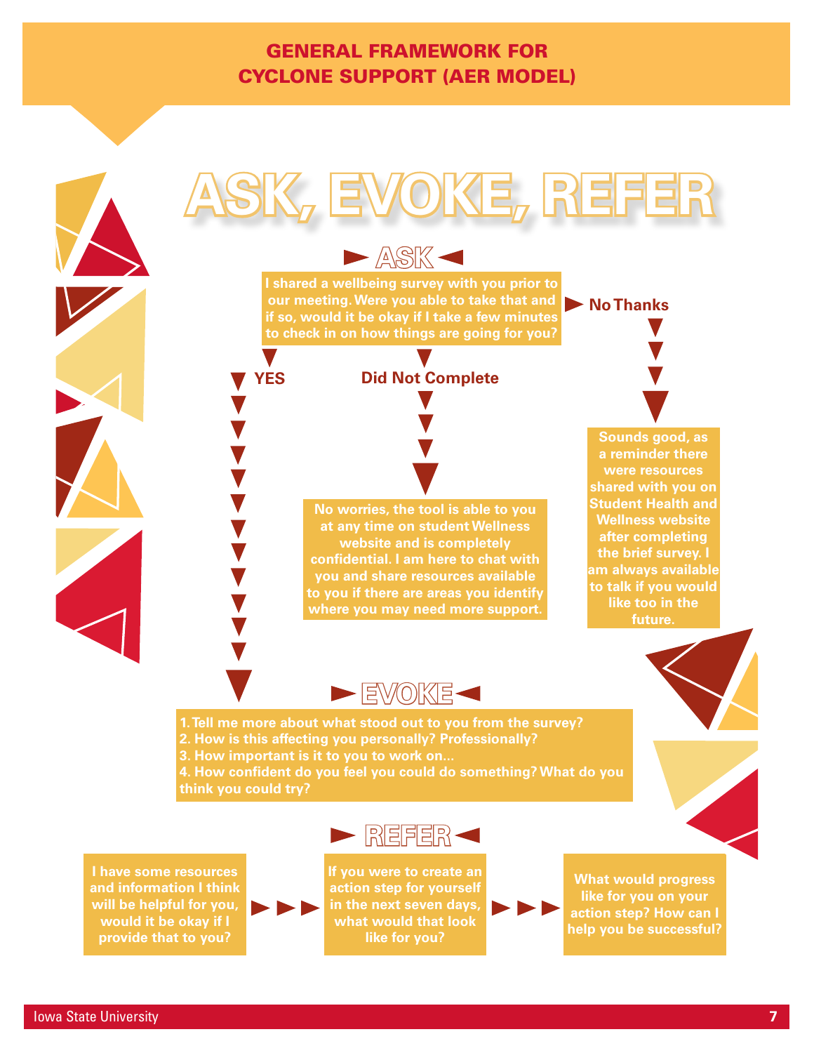## GENERAL FRAMEWORK FOR CYCLONE SUPPORT (AER MODEL)

# ASK, EVOKE, REFER

### ASK

I shared a wellbeing survey with you prior to our meeting. Were you able to take that and if so, would it be okay if I take a few minutes to check in on how things are going for you?

**YES**

**Did Not Complete**

No worries, the tool is able to you at any time on student Wellness website and is completely confidential. I am here to chat with you and share resources available to you if there are areas you identify where you may need more support.

**No Thanks**

Sounds good, as a reminder there were resources shared with you on Student Health and Wellness website after completing the brief survey. I am always available to talk if you would like too in the future.

### EVOKE

1. Tell me more about what stood out to you from the survey?
2. How is this affecting you personally? Professionally?
3. How important is it to you to work on...
4. How confident do you feel you could do something? What do you think you could try?

### REFER

I have some resources and information I think will be helpful for you, would it be okay if I provide that to you?

If you were to create an action step for yourself in the next seven days, what would that look like for you?

What would progress like for you on your action step? How can I help you be successful?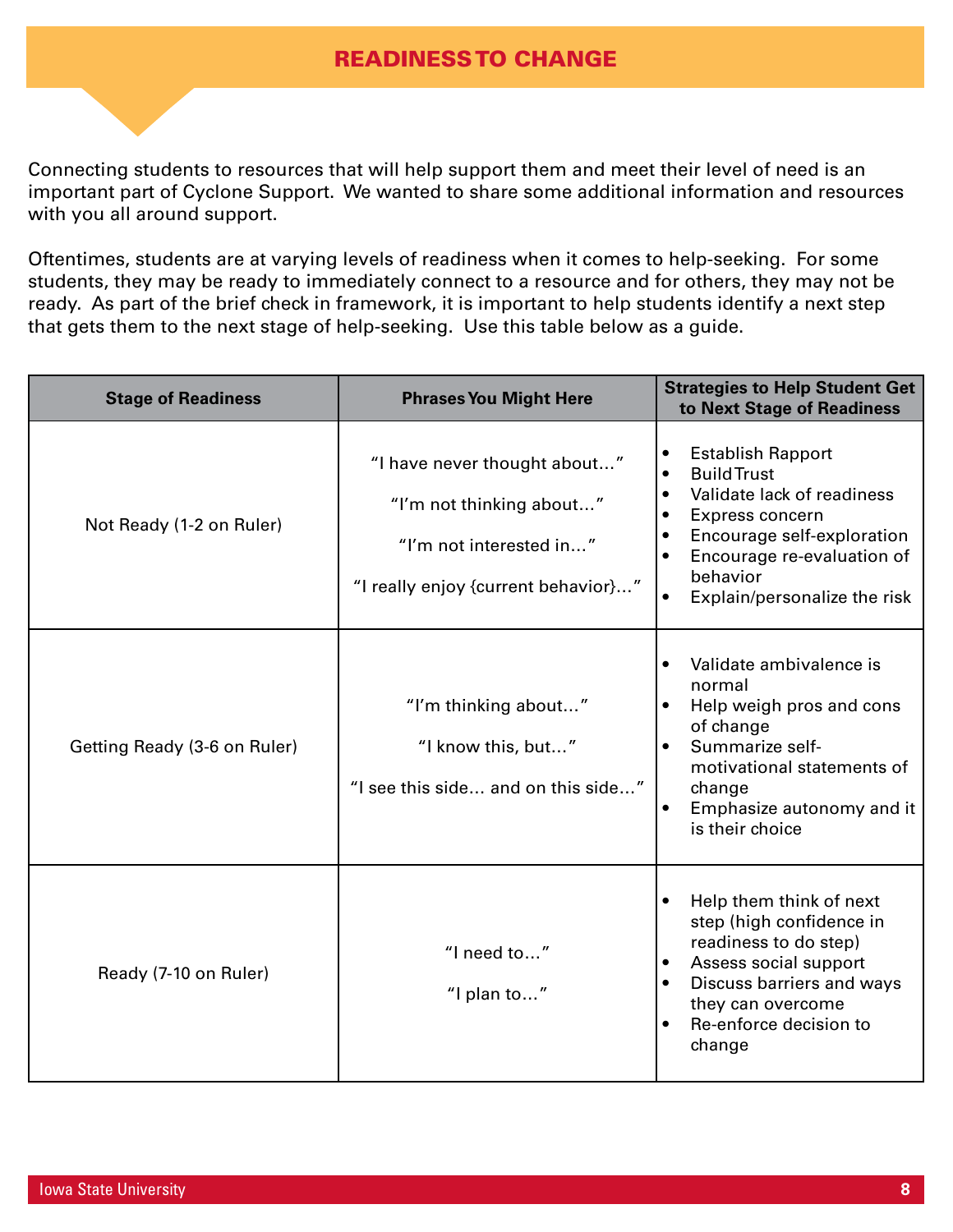# READINESS TO CHANGE

Connecting students to resources that will help support them and meet their level of need is an important part of Cyclone Support. We wanted to share some additional information and resources with you all around support.

Oftentimes, students are at varying levels of readiness when it comes to help-seeking. For some students, they may be ready to immediately connect to a resource and for others, they may not be ready. As part of the brief check in framework, it is important to help students identify a next step that gets them to the next stage of help-seeking. Use this table below as a guide.

| Stage of Readiness | Phrases You Might Here | Strategies to Help Student Get to Next Stage of Readiness |
|---|---|---|
| Not Ready (1-2 on Ruler) | "I have never thought about…"<br>"I'm not thinking about…"<br>"I'm not interested in…"<br>"I really enjoy {current behavior}…" | • Establish Rapport<br>• Build Trust<br>• Validate lack of readiness<br>• Express concern<br>• Encourage self-exploration<br>• Encourage re-evaluation of behavior<br>• Explain/personalize the risk |
| Getting Ready (3-6 on Ruler) | "I'm thinking about…"<br>"I know this, but…"<br>"I see this side… and on this side…" | • Validate ambivalence is normal<br>• Help weigh pros and cons of change<br>• Summarize self-motivational statements of change<br>• Emphasize autonomy and it is their choice |
| Ready (7-10 on Ruler) | "I need to…"<br>"I plan to…" | • Help them think of next step (high confidence in readiness to do step)<br>• Assess social support<br>• Discuss barriers and ways they can overcome<br>• Re-enforce decision to change |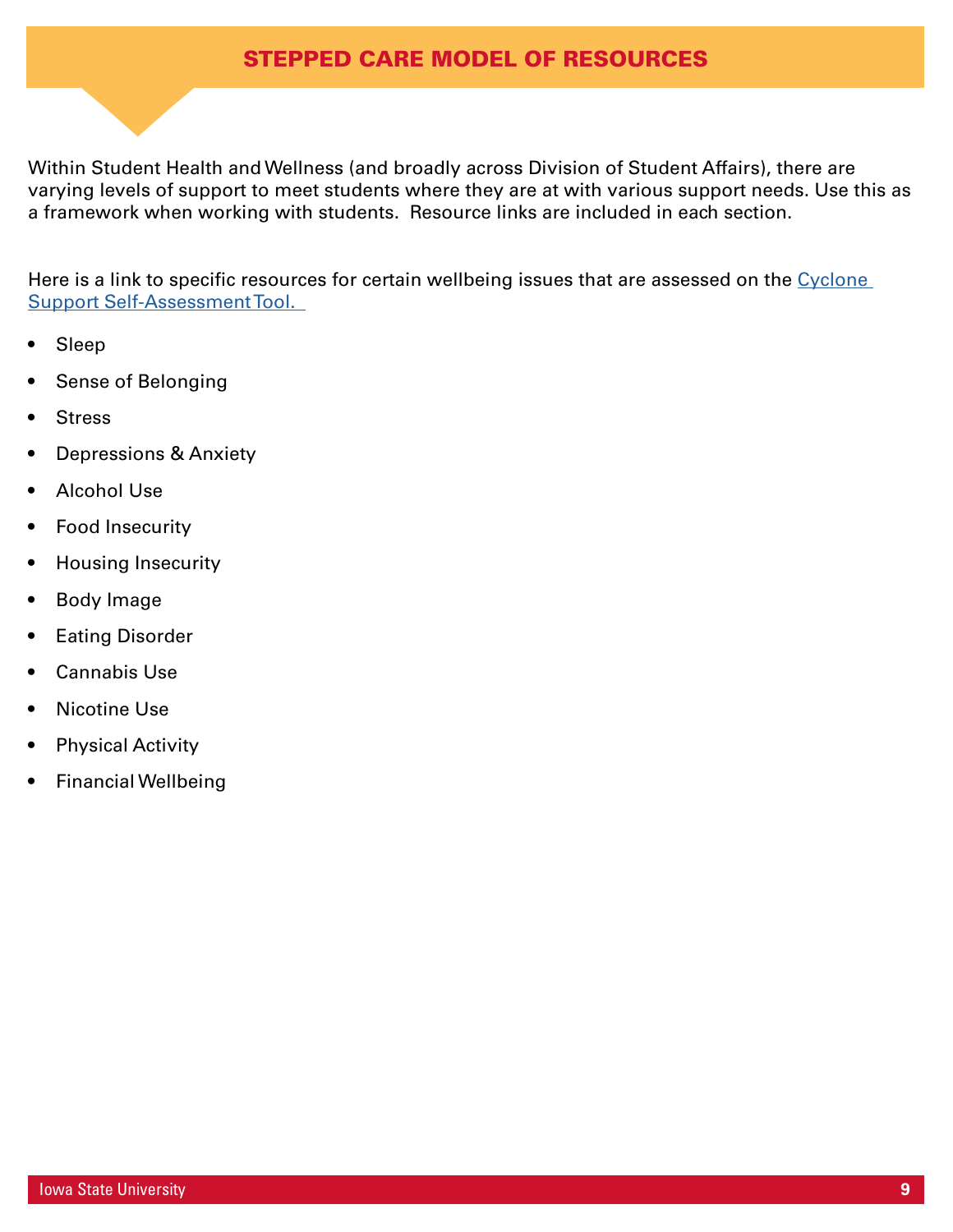# STEPPED CARE MODEL OF RESOURCES

Within Student Health and Wellness (and broadly across Division of Student Affairs), there are varying levels of support to meet students where they are at with various support needs. Use this as a framework when working with students. Resource links are included in each section.

Here is a link to specific resources for certain wellbeing issues that are assessed on the [Cyclone Support Self-Assessment Tool.]()

- Sleep
- Sense of Belonging
- Stress
- Depressions & Anxiety
- Alcohol Use
- Food Insecurity
- Housing Insecurity
- Body Image
- Eating Disorder
- Cannabis Use
- Nicotine Use
- Physical Activity
- Financial Wellbeing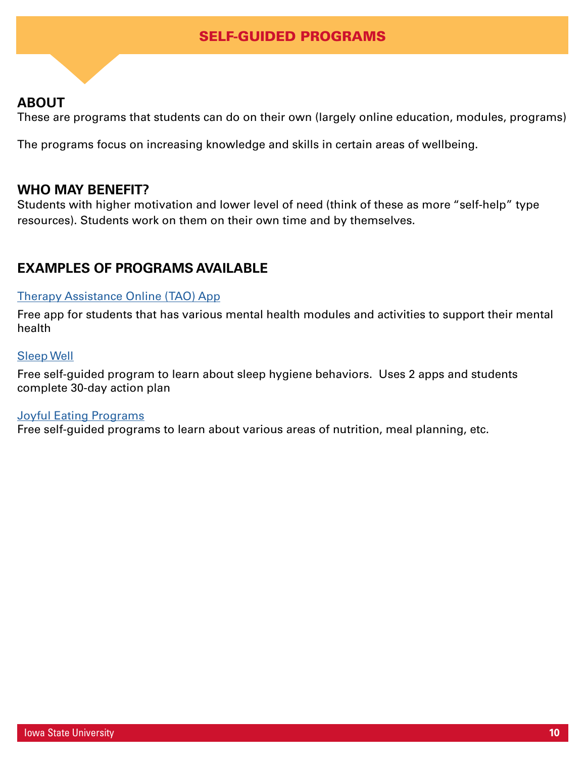# SELF-GUIDED PROGRAMS

## ABOUT

These are programs that students can do on their own (largely online education, modules, programs)

The programs focus on increasing knowledge and skills in certain areas of wellbeing.

## WHO MAY BENEFIT?

Students with higher motivation and lower level of need (think of these as more "self-help" type resources). Students work on them on their own time and by themselves.

## EXAMPLES OF PROGRAMS AVAILABLE

Therapy Assistance Online (TAO) App

Free app for students that has various mental health modules and activities to support their mental health

Sleep Well

Free self-guided program to learn about sleep hygiene behaviors. Uses 2 apps and students complete 30-day action plan

Joyful Eating Programs

Free self-guided programs to learn about various areas of nutrition, meal planning, etc.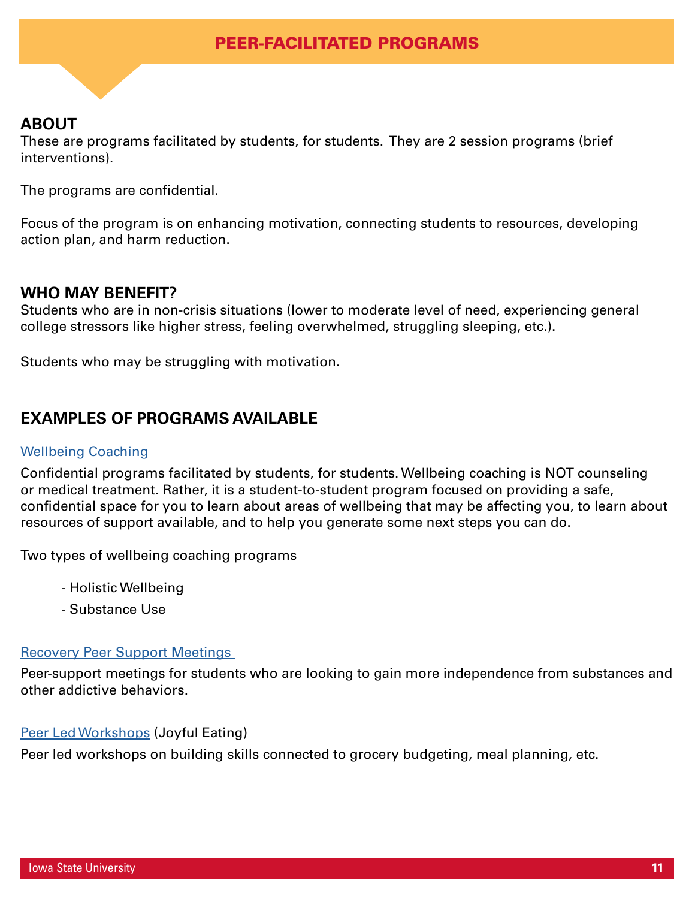# PEER-FACILITATED PROGRAMS

## ABOUT

These are programs facilitated by students, for students. They are 2 session programs (brief interventions).

The programs are confidential.

Focus of the program is on enhancing motivation, connecting students to resources, developing action plan, and harm reduction.

## WHO MAY BENEFIT?

Students who are in non-crisis situations (lower to moderate level of need, experiencing general college stressors like higher stress, feeling overwhelmed, struggling sleeping, etc.).

Students who may be struggling with motivation.

## EXAMPLES OF PROGRAMS AVAILABLE

### Wellbeing Coaching

Confidential programs facilitated by students, for students. Wellbeing coaching is NOT counseling or medical treatment. Rather, it is a student-to-student program focused on providing a safe, confidential space for you to learn about areas of wellbeing that may be affecting you, to learn about resources of support available, and to help you generate some next steps you can do.

Two types of wellbeing coaching programs

- Holistic Wellbeing
- Substance Use

### Recovery Peer Support Meetings

Peer-support meetings for students who are looking to gain more independence from substances and other addictive behaviors.

### Peer Led Workshops (Joyful Eating)

Peer led workshops on building skills connected to grocery budgeting, meal planning, etc.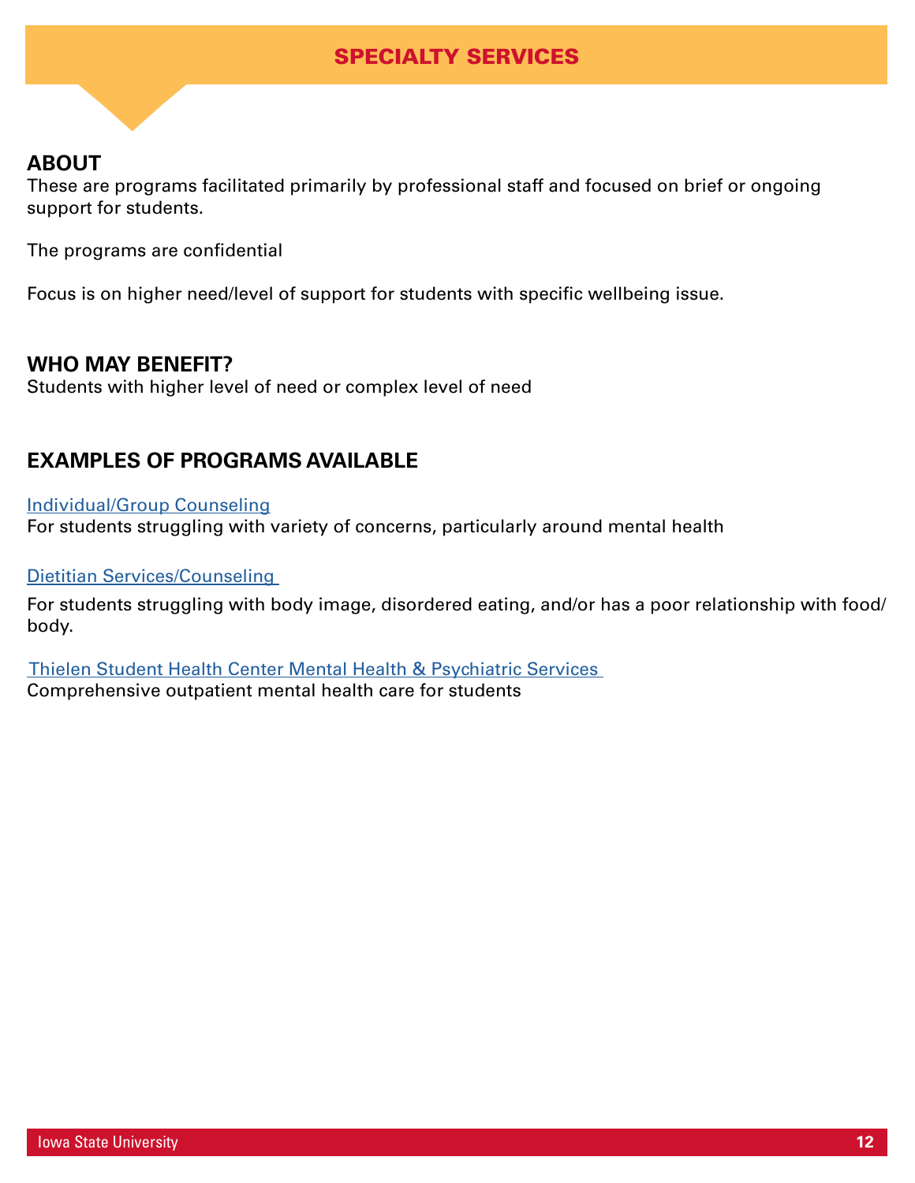# SPECIALTY SERVICES

## ABOUT

These are programs facilitated primarily by professional staff and focused on brief or ongoing support for students.

The programs are confidential

Focus is on higher need/level of support for students with specific wellbeing issue.

## WHO MAY BENEFIT?

Students with higher level of need or complex level of need

## EXAMPLES OF PROGRAMS AVAILABLE

Individual/Group Counseling
For students struggling with variety of concerns, particularly around mental health

Dietitian Services/Counseling

For students struggling with body image, disordered eating, and/or has a poor relationship with food/body.

Thielen Student Health Center Mental Health & Psychiatric Services
Comprehensive outpatient mental health care for students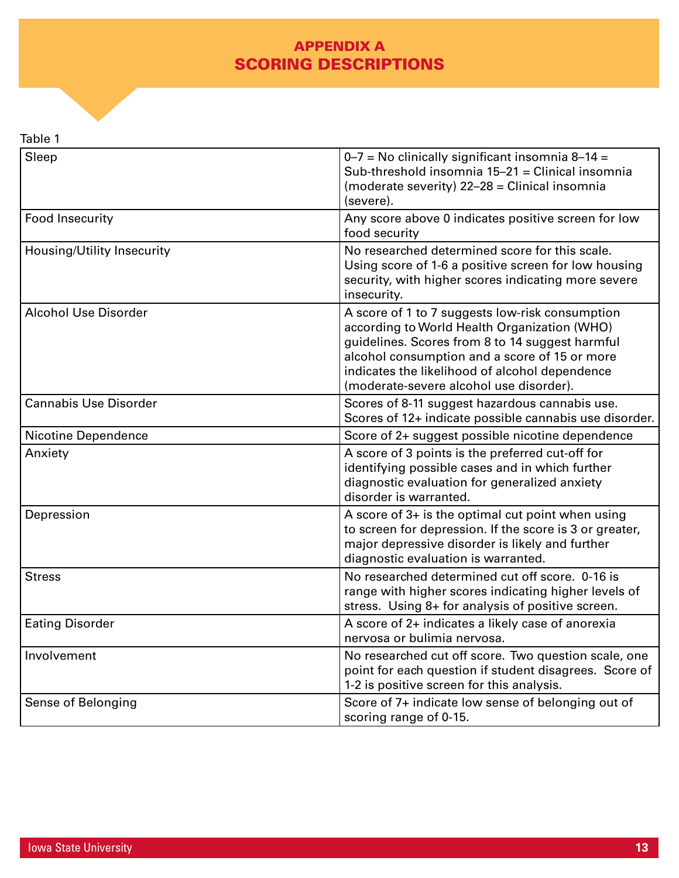# APPENDIX A
# SCORING DESCRIPTIONS

Table 1

| | |
|---|---|
| Sleep | 0–7 = No clinically significant insomnia 8–14 = Sub-threshold insomnia 15–21 = Clinical insomnia (moderate severity) 22–28 = Clinical insomnia (severe). |
| Food Insecurity | Any score above 0 indicates positive screen for low food security |
| Housing/Utility Insecurity | No researched determined score for this scale. Using score of 1-6 a positive screen for low housing security, with higher scores indicating more severe insecurity. |
| Alcohol Use Disorder | A score of 1 to 7 suggests low-risk consumption according to World Health Organization (WHO) guidelines. Scores from 8 to 14 suggest harmful alcohol consumption and a score of 15 or more indicates the likelihood of alcohol dependence (moderate-severe alcohol use disorder). |
| Cannabis Use Disorder | Scores of 8-11 suggest hazardous cannabis use. Scores of 12+ indicate possible cannabis use disorder. |
| Nicotine Dependence | Score of 2+ suggest possible nicotine dependence |
| Anxiety | A score of 3 points is the preferred cut-off for identifying possible cases and in which further diagnostic evaluation for generalized anxiety disorder is warranted. |
| Depression | A score of 3+ is the optimal cut point when using to screen for depression. If the score is 3 or greater, major depressive disorder is likely and further diagnostic evaluation is warranted. |
| Stress | No researched determined cut off score. 0-16 is range with higher scores indicating higher levels of stress. Using 8+ for analysis of positive screen. |
| Eating Disorder | A score of 2+ indicates a likely case of anorexia nervosa or bulimia nervosa. |
| Involvement | No researched cut off score. Two question scale, one point for each question if student disagrees. Score of 1-2 is positive screen for this analysis. |
| Sense of Belonging | Score of 7+ indicate low sense of belonging out of scoring range of 0-15. |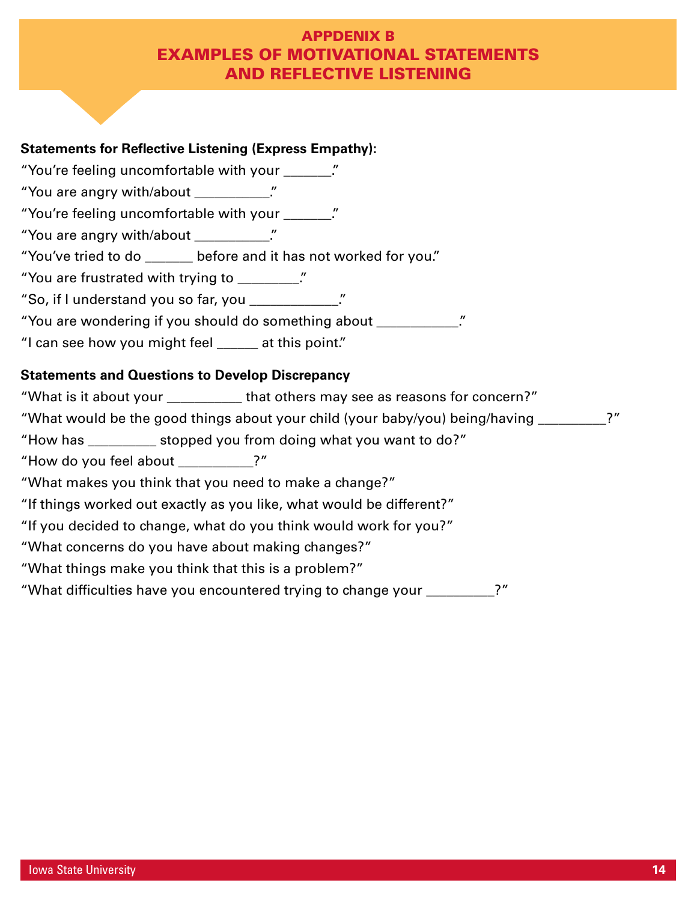# APPDENIX B
# EXAMPLES OF MOTIVATIONAL STATEMENTS AND REFLECTIVE LISTENING

**Statements for Reflective Listening (Express Empathy):**

"You're feeling uncomfortable with your _______."

"You are angry with/about __________."

"You're feeling uncomfortable with your _______."

"You are angry with/about __________."

"You've tried to do _______ before and it has not worked for you."

"You are frustrated with trying to _________."

"So, if I understand you so far, you ____________."

"You are wondering if you should do something about ___________."

"I can see how you might feel ______ at this point."

**Statements and Questions to Develop Discrepancy**

"What is it about your __________ that others may see as reasons for concern?"

"What would be the good things about your child (your baby/you) being/having _________?"

"How has _________ stopped you from doing what you want to do?"

"How do you feel about __________?"

"What makes you think that you need to make a change?"

"If things worked out exactly as you like, what would be different?"

"If you decided to change, what do you think would work for you?"

"What concerns do you have about making changes?"

"What things make you think that this is a problem?"

"What difficulties have you encountered trying to change your _________?"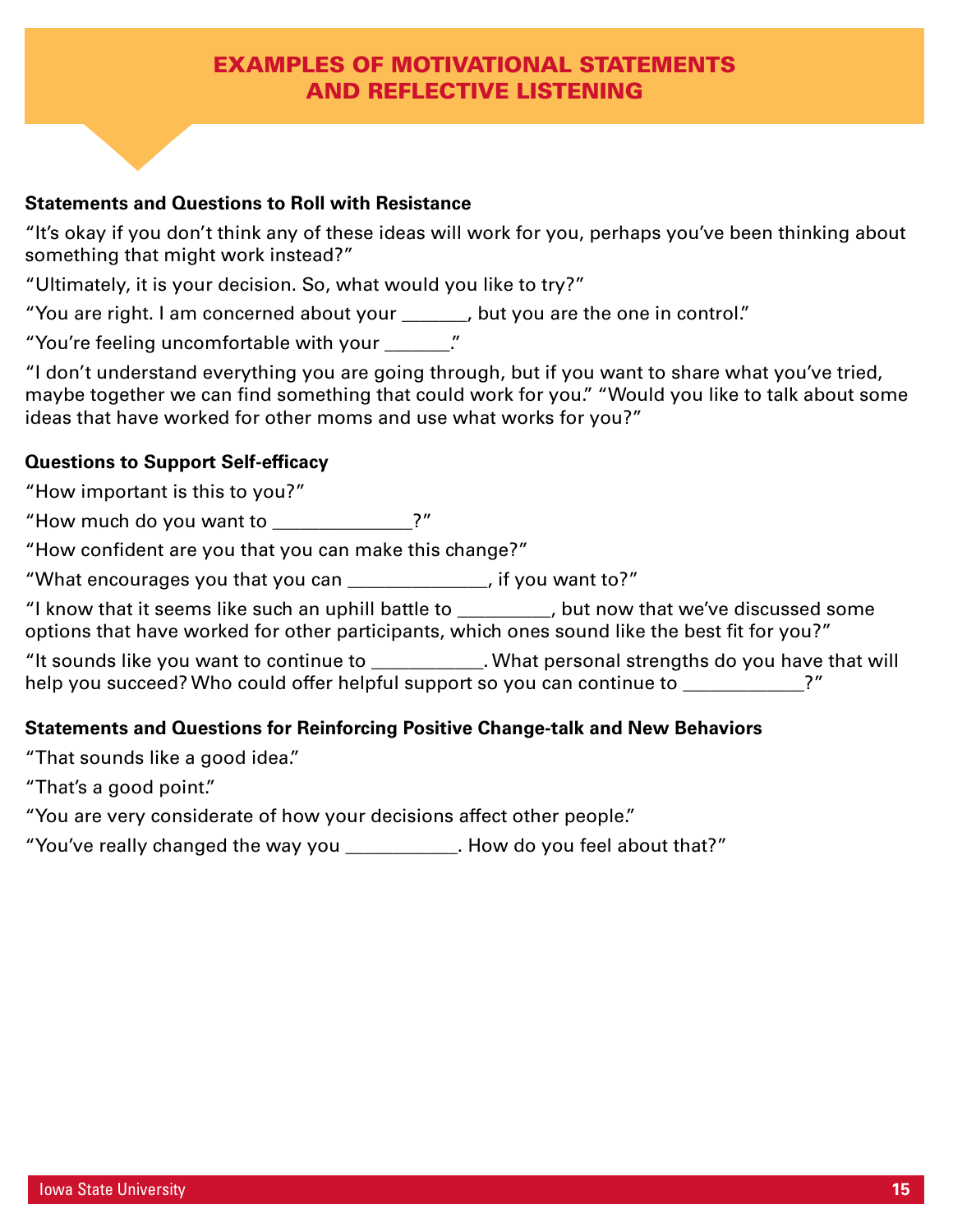# EXAMPLES OF MOTIVATIONAL STATEMENTS AND REFLECTIVE LISTENING

**Statements and Questions to Roll with Resistance**

"It's okay if you don't think any of these ideas will work for you, perhaps you've been thinking about something that might work instead?"

"Ultimately, it is your decision. So, what would you like to try?"

"You are right. I am concerned about your _______, but you are the one in control."

"You're feeling uncomfortable with your _______."

"I don't understand everything you are going through, but if you want to share what you've tried, maybe together we can find something that could work for you." "Would you like to talk about some ideas that have worked for other moms and use what works for you?"

**Questions to Support Self-efficacy**

"How important is this to you?"

"How much do you want to ______________?"

"How confident are you that you can make this change?"

"What encourages you that you can ______________, if you want to?"

"I know that it seems like such an uphill battle to _________, but now that we've discussed some options that have worked for other participants, which ones sound like the best fit for you?"

"It sounds like you want to continue to ___________. What personal strengths do you have that will help you succeed? Who could offer helpful support so you can continue to ____________?"

**Statements and Questions for Reinforcing Positive Change-talk and New Behaviors**

"That sounds like a good idea."

"That's a good point."

"You are very considerate of how your decisions affect other people."

"You've really changed the way you ___________. How do you feel about that?"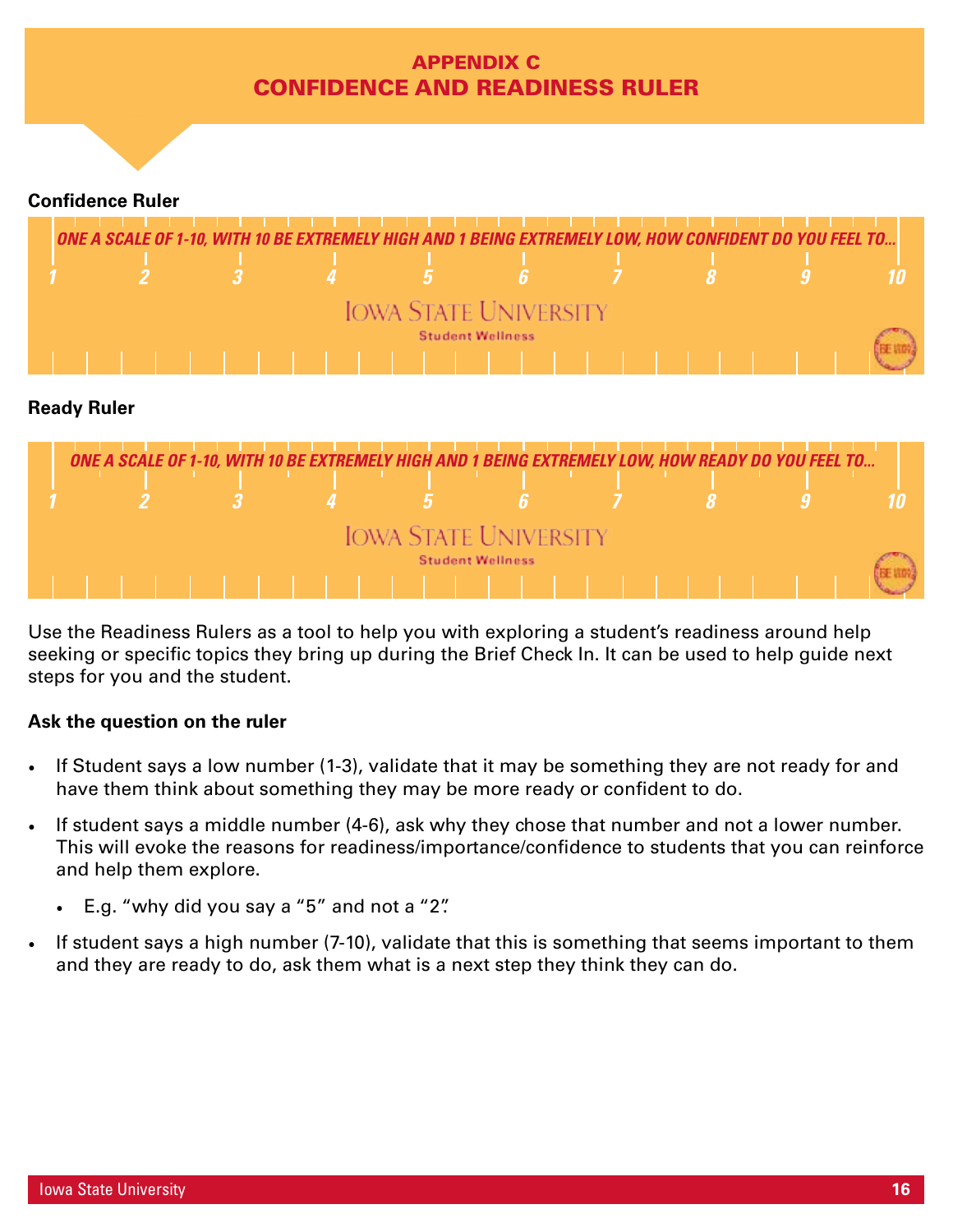# APPENDIX C
# CONFIDENCE AND READINESS RULER

**Confidence Ruler**

*ONE A SCALE OF 1-10, WITH 10 BE EXTREMELY HIGH AND 1 BEING EXTREMELY LOW, HOW CONFIDENT DO YOU FEEL TO...*

1 2 3 4 5 6 7 8 9 10

IOWA STATE UNIVERSITY
Student Wellness

**Ready Ruler**

*ONE A SCALE OF 1-10, WITH 10 BE EXTREMELY HIGH AND 1 BEING EXTREMELY LOW, HOW READY DO YOU FEEL TO...*

1 2 3 4 5 6 7 8 9 10

IOWA STATE UNIVERSITY
Student Wellness

Use the Readiness Rulers as a tool to help you with exploring a student's readiness around help seeking or specific topics they bring up during the Brief Check In. It can be used to help guide next steps for you and the student.

**Ask the question on the ruler**

- If Student says a low number (1-3), validate that it may be something they are not ready for and have them think about something they may be more ready or confident to do.
- If student says a middle number (4-6), ask why they chose that number and not a lower number. This will evoke the reasons for readiness/importance/confidence to students that you can reinforce and help them explore.
  - E.g. "why did you say a "5" and not a "2".
- If student says a high number (7-10), validate that this is something that seems important to them and they are ready to do, ask them what is a next step they think they can do.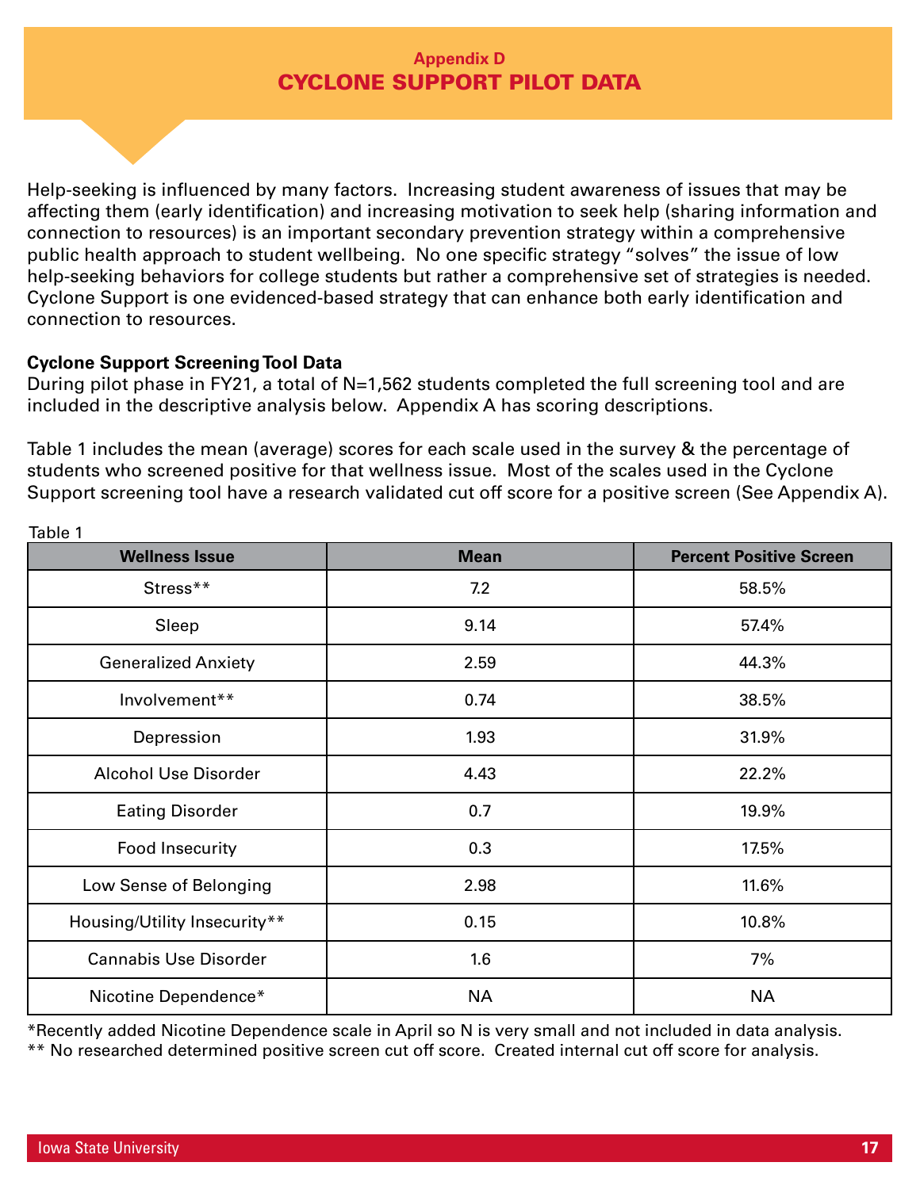### Appendix D

# CYCLONE SUPPORT PILOT DATA

Help-seeking is influenced by many factors. Increasing student awareness of issues that may be affecting them (early identification) and increasing motivation to seek help (sharing information and connection to resources) is an important secondary prevention strategy within a comprehensive public health approach to student wellbeing. No one specific strategy "solves" the issue of low help-seeking behaviors for college students but rather a comprehensive set of strategies is needed. Cyclone Support is one evidenced-based strategy that can enhance both early identification and connection to resources.

**Cyclone Support Screening Tool Data**

During pilot phase in FY21, a total of N=1,562 students completed the full screening tool and are included in the descriptive analysis below. Appendix A has scoring descriptions.

Table 1 includes the mean (average) scores for each scale used in the survey & the percentage of students who screened positive for that wellness issue. Most of the scales used in the Cyclone Support screening tool have a research validated cut off score for a positive screen (See Appendix A).

Table 1

| Wellness Issue | Mean | Percent Positive Screen |
|---|---|---|
| Stress** | 7.2 | 58.5% |
| Sleep | 9.14 | 57.4% |
| Generalized Anxiety | 2.59 | 44.3% |
| Involvement** | 0.74 | 38.5% |
| Depression | 1.93 | 31.9% |
| Alcohol Use Disorder | 4.43 | 22.2% |
| Eating Disorder | 0.7 | 19.9% |
| Food Insecurity | 0.3 | 17.5% |
| Low Sense of Belonging | 2.98 | 11.6% |
| Housing/Utility Insecurity** | 0.15 | 10.8% |
| Cannabis Use Disorder | 1.6 | 7% |
| Nicotine Dependence* | NA | NA |

*Recently added Nicotine Dependence scale in April so N is very small and not included in data analysis.

** No researched determined positive screen cut off score. Created internal cut off score for analysis.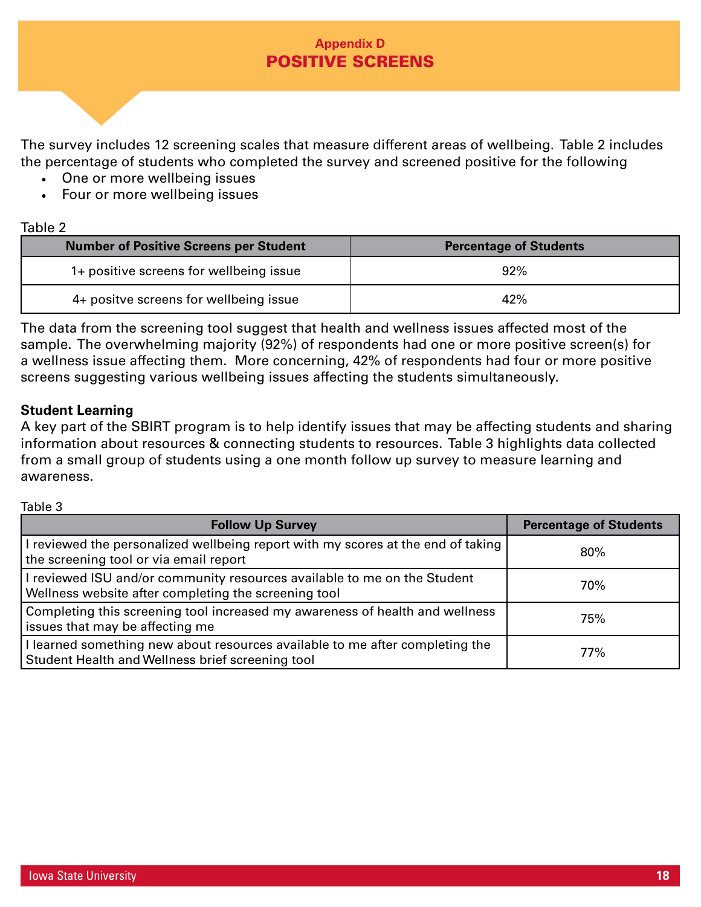## Appendix D
# POSITIVE SCREENS

The survey includes 12 screening scales that measure different areas of wellbeing. Table 2 includes the percentage of students who completed the survey and screened positive for the following

- One or more wellbeing issues
- Four or more wellbeing issues

Table 2

| Number of Positive Screens per Student | Percentage of Students |
|---|---|
| 1+ positive screens for wellbeing issue | 92% |
| 4+ positve screens for wellbeing issue | 42% |

The data from the screening tool suggest that health and wellness issues affected most of the sample. The overwhelming majority (92%) of respondents had one or more positive screen(s) for a wellness issue affecting them. More concerning, 42% of respondents had four or more positive screens suggesting various wellbeing issues affecting the students simultaneously.

**Student Learning**

A key part of the SBIRT program is to help identify issues that may be affecting students and sharing information about resources & connecting students to resources. Table 3 highlights data collected from a small group of students using a one month follow up survey to measure learning and awareness.

Table 3

| Follow Up Survey | Percentage of Students |
|---|---|
| I reviewed the personalized wellbeing report with my scores at the end of taking the screening tool or via email report | 80% |
| I reviewed ISU and/or community resources available to me on the Student Wellness website after completing the screening tool | 70% |
| Completing this screening tool increased my awareness of health and wellness issues that may be affecting me | 75% |
| I learned something new about resources available to me after completing the Student Health and Wellness brief screening tool | 77% |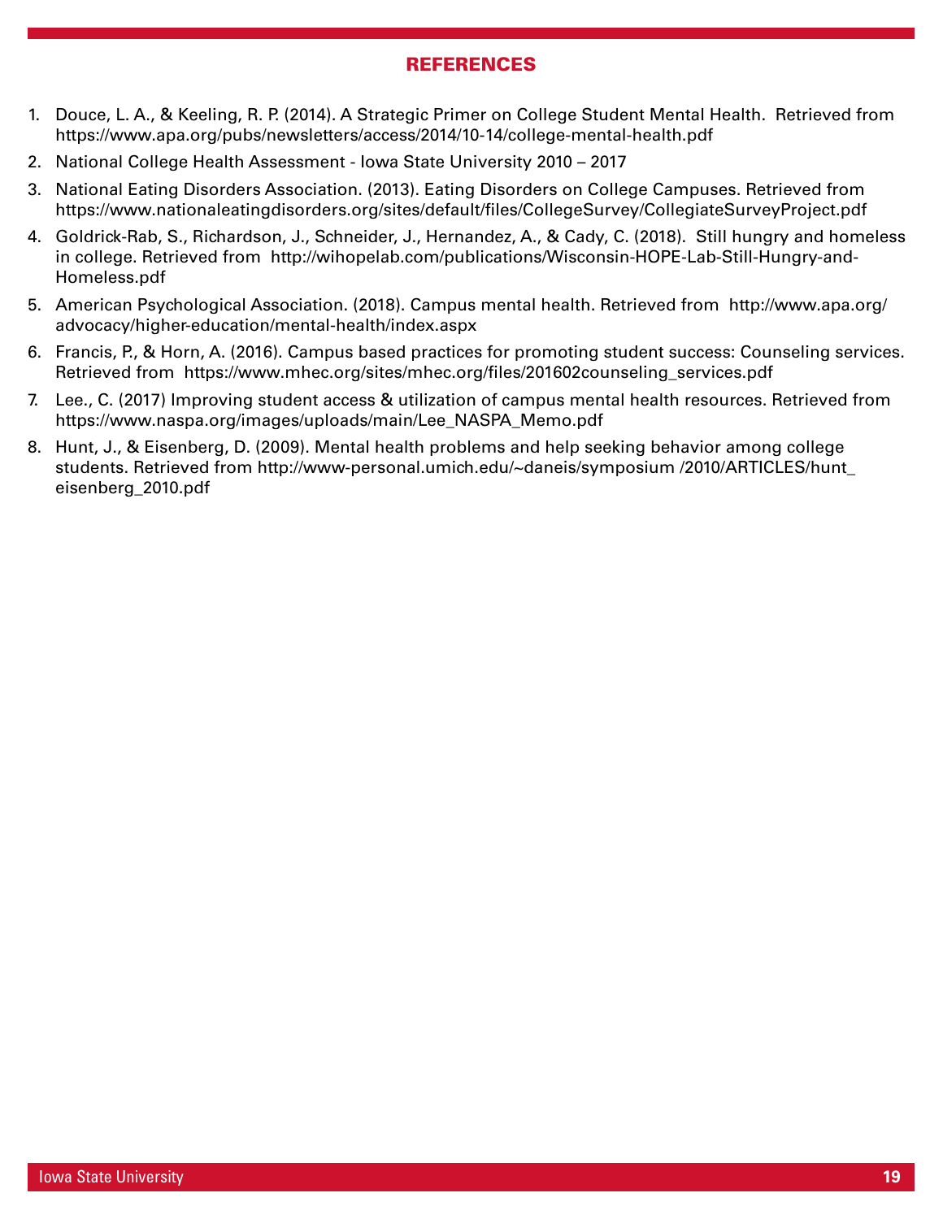## REFERENCES

1. Douce, L. A., & Keeling, R. P. (2014). A Strategic Primer on College Student Mental Health. Retrieved from https://www.apa.org/pubs/newsletters/access/2014/10-14/college-mental-health.pdf
2. National College Health Assessment - Iowa State University 2010 – 2017
3. National Eating Disorders Association. (2013). Eating Disorders on College Campuses. Retrieved from https://www.nationaleatingdisorders.org/sites/default/files/CollegeSurvey/CollegiateSurveyProject.pdf
4. Goldrick-Rab, S., Richardson, J., Schneider, J., Hernandez, A., & Cady, C. (2018). Still hungry and homeless in college. Retrieved from http://wihopelab.com/publications/Wisconsin-HOPE-Lab-Still-Hungry-and-Homeless.pdf
5. American Psychological Association. (2018). Campus mental health. Retrieved from http://www.apa.org/advocacy/higher-education/mental-health/index.aspx
6. Francis, P., & Horn, A. (2016). Campus based practices for promoting student success: Counseling services. Retrieved from https://www.mhec.org/sites/mhec.org/files/201602counseling_services.pdf
7. Lee., C. (2017) Improving student access & utilization of campus mental health resources. Retrieved from https://www.naspa.org/images/uploads/main/Lee_NASPA_Memo.pdf
8. Hunt, J., & Eisenberg, D. (2009). Mental health problems and help seeking behavior among college students. Retrieved from http://www-personal.umich.edu/~daneis/symposium /2010/ARTICLES/hunt_eisenberg_2010.pdf